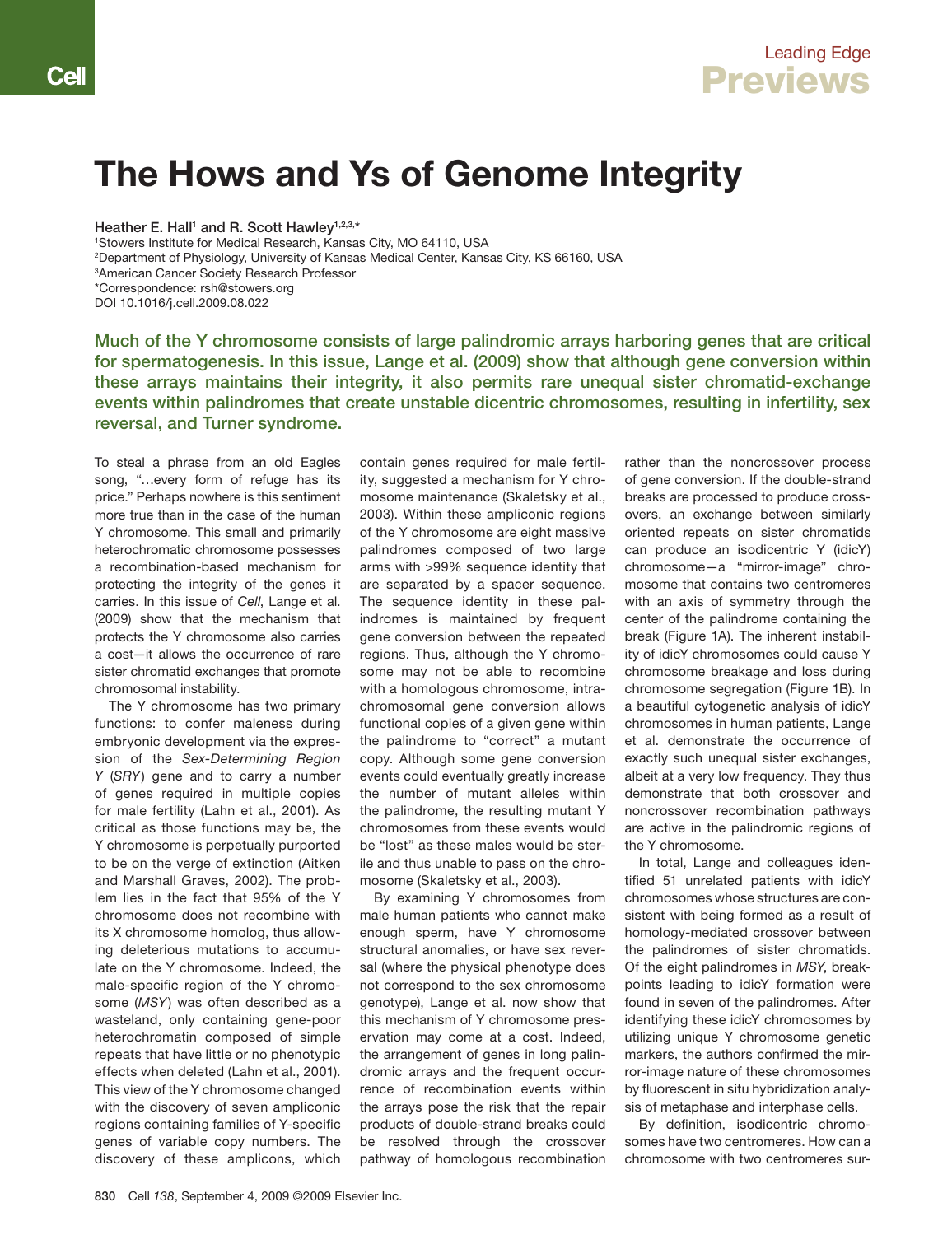# The Hows and Ys of Genome Integrity

Heather E. Hall[1] and R. Scott Hawley[1,2,3,*]

[1]Stowers Institute for Medical Research, Kansas City, MO 64110, USA
[2]Department of Physiology, University of Kansas Medical Center, Kansas City, KS 66160, USA
[3]American Cancer Society Research Professor
*Correspondence: rsh@stowers.org
DOI 10.1016/j.cell.2009.08.022

**Much of the Y chromosome consists of large palindromic arrays harboring genes that are critical for spermatogenesis. In this issue, Lange et al. (2009) show that although gene conversion within these arrays maintains their integrity, it also permits rare unequal sister chromatid-exchange events within palindromes that create unstable dicentric chromosomes, resulting in infertility, sex reversal, and Turner syndrome.**

To steal a phrase from an old Eagles song, "…every form of refuge has its price." Perhaps nowhere is this sentiment more true than in the case of the human Y chromosome. This small and primarily heterochromatic chromosome possesses a recombination-based mechanism for protecting the integrity of the genes it carries. In this issue of *Cell*, Lange et al. (2009) show that the mechanism that protects the Y chromosome also carries a cost—it allows the occurrence of rare sister chromatid exchanges that promote chromosomal instability.

The Y chromosome has two primary functions: to confer maleness during embryonic development via the expression of the *Sex-Determining Region Y* (*SRY*) gene and to carry a number of genes required in multiple copies for male fertility (Lahn et al., 2001). As critical as those functions may be, the Y chromosome is perpetually purported to be on the verge of extinction (Aitken and Marshall Graves, 2002). The problem lies in the fact that 95% of the Y chromosome does not recombine with its X chromosome homolog, thus allowing deleterious mutations to accumulate on the Y chromosome. Indeed, the male-specific region of the Y chromosome (*MSY*) was often described as a wasteland, only containing gene-poor heterochromatin composed of simple repeats that have little or no phenotypic effects when deleted (Lahn et al., 2001). This view of the Y chromosome changed with the discovery of seven ampliconic regions containing families of Y-specific genes of variable copy numbers. The discovery of these amplicons, which contain genes required for male fertility, suggested a mechanism for Y chromosome maintenance (Skaletsky et al., 2003). Within these ampliconic regions of the Y chromosome are eight massive palindromes composed of two large arms with >99% sequence identity that are separated by a spacer sequence. The sequence identity in these palindromes is maintained by frequent gene conversion between the repeated regions. Thus, although the Y chromosome may not be able to recombine with a homologous chromosome, intrachromosomal gene conversion allows functional copies of a given gene within the palindrome to "correct" a mutant copy. Although some gene conversion events could eventually greatly increase the number of mutant alleles within the palindrome, the resulting mutant Y chromosomes from these events would be "lost" as these males would be sterile and thus unable to pass on the chromosome (Skaletsky et al., 2003).

By examining Y chromosomes from male human patients who cannot make enough sperm, have Y chromosome structural anomalies, or have sex reversal (where the physical phenotype does not correspond to the sex chromosome genotype), Lange et al. now show that this mechanism of Y chromosome preservation may come at a cost. Indeed, the arrangement of genes in long palindromic arrays and the frequent occurrence of recombination events within the arrays pose the risk that the repair products of double-strand breaks could be resolved through the crossover pathway of homologous recombination rather than the noncrossover process of gene conversion. If the double-strand breaks are processed to produce crossovers, an exchange between similarly oriented repeats on sister chromatids can produce an isodicentric Y (idicY) chromosome—a "mirror-image" chromosome that contains two centromeres with an axis of symmetry through the center of the palindrome containing the break (Figure 1A). The inherent instability of idicY chromosomes could cause Y chromosome breakage and loss during chromosome segregation (Figure 1B). In a beautiful cytogenetic analysis of idicY chromosomes in human patients, Lange et al. demonstrate the occurrence of exactly such unequal sister exchanges, albeit at a very low frequency. They thus demonstrate that both crossover and noncrossover recombination pathways are active in the palindromic regions of the Y chromosome.

In total, Lange and colleagues identified 51 unrelated patients with idicY chromosomes whose structures are consistent with being formed as a result of homology-mediated crossover between the palindromes of sister chromatids. Of the eight palindromes in *MSY*, breakpoints leading to idicY formation were found in seven of the palindromes. After identifying these idicY chromosomes by utilizing unique Y chromosome genetic markers, the authors confirmed the mirror-image nature of these chromosomes by fluorescent in situ hybridization analysis of metaphase and interphase cells.

By definition, isodicentric chromosomes have two centromeres. How can a chromosome with two centromeres sur-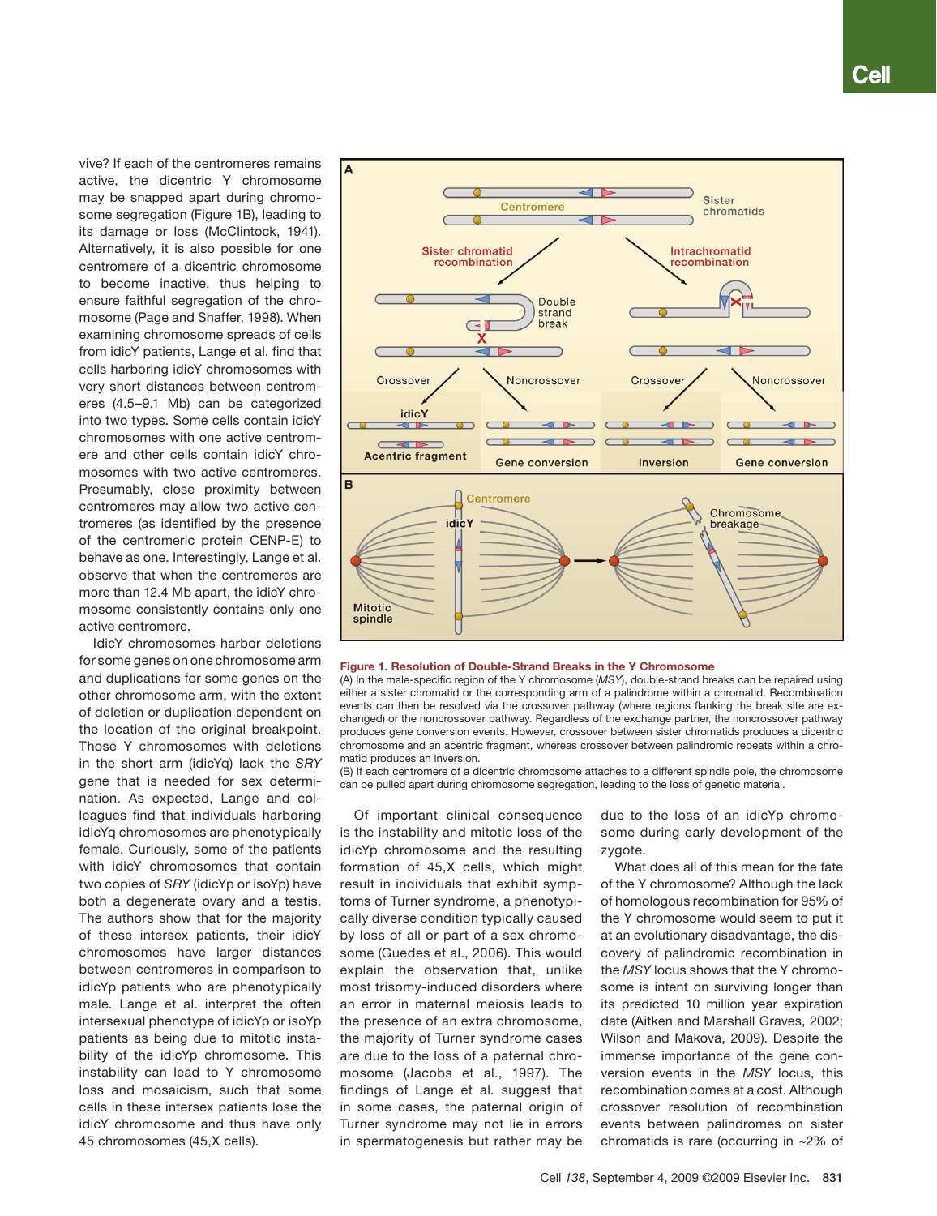vive? If each of the centromeres remains active, the dicentric Y chromosome may be snapped apart during chromosome segregation (Figure 1B), leading to its damage or loss (McClintock, 1941). Alternatively, it is also possible for one centromere of a dicentric chromosome to become inactive, thus helping to ensure faithful segregation of the chromosome (Page and Shaffer, 1998). When examining chromosome spreads of cells from idicY patients, Lange et al. find that cells harboring idicY chromosomes with very short distances between centromeres (4.5–9.1 Mb) can be categorized into two types. Some cells contain idicY chromosomes with one active centromere and other cells contain idicY chromosomes with two active centromeres. Presumably, close proximity between centromeres may allow two active centromeres (as identified by the presence of the centromeric protein CENP-E) to behave as one. Interestingly, Lange et al. observe that when the centromeres are more than 12.4 Mb apart, the idicY chromosome consistently contains only one active centromere.

IdicY chromosomes harbor deletions for some genes on one chromosome arm and duplications for some genes on the other chromosome arm, with the extent of deletion or duplication dependent on the location of the original breakpoint. Those Y chromosomes with deletions in the short arm (idicYq) lack the *SRY* gene that is needed for sex determination. As expected, Lange and colleagues find that individuals harboring idicYq chromosomes are phenotypically female. Curiously, some of the patients with idicY chromosomes that contain two copies of *SRY* (idicYp or isoYp) have both a degenerate ovary and a testis. The authors show that for the majority of these intersex patients, their idicY chromosomes have larger distances between centromeres in comparison to idicYp patients who are phenotypically male. Lange et al. interpret the often intersexual phenotype of idicYp or isoYp patients as being due to mitotic instability of the idicYp chromosome. This instability can lead to Y chromosome loss and mosaicism, such that some cells in these intersex patients lose the idicY chromosome and thus have only 45 chromosomes (45,X cells).

A

Centromere

Sister chromatids

Sister chromatid recombination

Intrachromatid recombination

Double strand break

Crossover

Noncrossover

Crossover

Noncrossover

idicY

Acentric fragment

Gene conversion

Inversion

Gene conversion

B

Centromere

idicY

Chromosome breakage

Mitotic spindle

**Figure 1. Resolution of Double-Strand Breaks in the Y Chromosome**

(A) In the male-specific region of the Y chromosome (*MSY*), double-strand breaks can be repaired using either a sister chromatid or the corresponding arm of a palindrome within a chromatid. Recombination events can then be resolved via the crossover pathway (where regions flanking the break site are exchanged) or the noncrossover pathway. Regardless of the exchange partner, the noncrossover pathway produces gene conversion events. However, crossover between sister chromatids produces a dicentric chromosome and an acentric fragment, whereas crossover between palindromic repeats within a chromatid produces an inversion.

(B) If each centromere of a dicentric chromosome attaches to a different spindle pole, the chromosome can be pulled apart during chromosome segregation, leading to the loss of genetic material.

Of important clinical consequence is the instability and mitotic loss of the idicYp chromosome and the resulting formation of 45,X cells, which might result in individuals that exhibit symptoms of Turner syndrome, a phenotypically diverse condition typically caused by loss of all or part of a sex chromosome (Guedes et al., 2006). This would explain the observation that, unlike most trisomy-induced disorders where an error in maternal meiosis leads to the presence of an extra chromosome, the majority of Turner syndrome cases are due to the loss of a paternal chromosome (Jacobs et al., 1997). The findings of Lange et al. suggest that in some cases, the paternal origin of Turner syndrome may not lie in errors in spermatogenesis but rather may be due to the loss of an idicYp chromosome during early development of the zygote.

What does all of this mean for the fate of the Y chromosome? Although the lack of homologous recombination for 95% of the Y chromosome would seem to put it at an evolutionary disadvantage, the discovery of palindromic recombination in the *MSY* locus shows that the Y chromosome is intent on surviving longer than its predicted 10 million year expiration date (Aitken and Marshall Graves, 2002; Wilson and Makova, 2009). Despite the immense importance of the gene conversion events in the *MSY* locus, this recombination comes at a cost. Although crossover resolution of recombination events between palindromes on sister chromatids is rare (occurring in ~2% of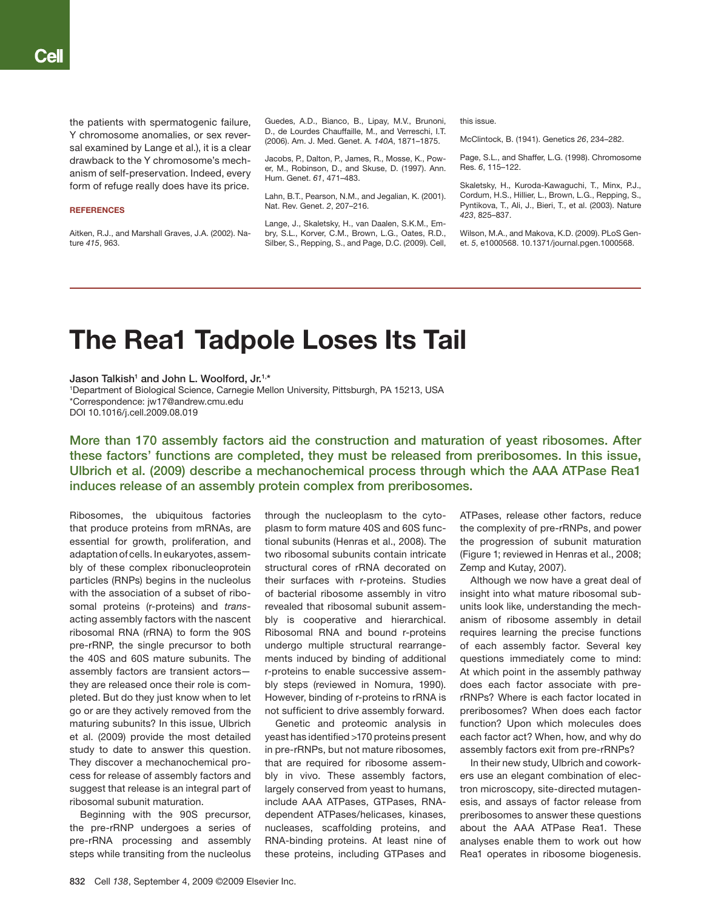the patients with spermatogenic failure, Y chromosome anomalies, or sex reversal examined by Lange et al.), it is a clear drawback to the Y chromosome's mechanism of self-preservation. Indeed, every form of refuge really does have its price.

#### REFERENCES

Aitken, R.J., and Marshall Graves, J.A. (2002). Nature *415*, 963.

Guedes, A.D., Bianco, B., Lipay, M.V., Brunoni, D., de Lourdes Chauffaille, M., and Verreschi, I.T. (2006). Am. J. Med. Genet. A. *140A*, 1871–1875.

Jacobs, P., Dalton, P., James, R., Mosse, K., Power, M., Robinson, D., and Skuse, D. (1997). Ann. Hum. Genet. *61*, 471–483.

Lahn, B.T., Pearson, N.M., and Jegalian, K. (2001). Nat. Rev. Genet. *2*, 207–216.

Lange, J., Skaletsky, H., van Daalen, S.K.M., Embry, S.L., Korver, C.M., Brown, L.G., Oates, R.D., Silber, S., Repping, S., and Page, D.C. (2009). Cell, this issue.

McClintock, B. (1941). Genetics *26*, 234–282.

Page, S.L., and Shaffer, L.G. (1998). Chromosome Res. *6*, 115–122.

Skaletsky, H., Kuroda-Kawaguchi, T., Minx, P.J., Cordum, H.S., Hillier, L., Brown, L.G., Repping, S., Pyntikova, T., Ali, J., Bieri, T., et al. (2003). Nature *423*, 825–837.

Wilson, M.A., and Makova, K.D. (2009). PLoS Genet. *5*, e1000568. 10.1371/journal.pgen.1000568.

# The Rea1 Tadpole Loses Its Tail

**Jason Talkish[1] and John L. Woolford, Jr.[1,*]**

[1]Department of Biological Science, Carnegie Mellon University, Pittsburgh, PA 15213, USA
*Correspondence: jw17@andrew.cmu.edu
DOI 10.1016/j.cell.2009.08.019

**More than 170 assembly factors aid the construction and maturation of yeast ribosomes. After these factors' functions are completed, they must be released from preribosomes. In this issue, Ulbrich et al. (2009) describe a mechanochemical process through which the AAA ATPase Rea1 induces release of an assembly protein complex from preribosomes.**

Ribosomes, the ubiquitous factories that produce proteins from mRNAs, are essential for growth, proliferation, and adaptation of cells. In eukaryotes, assembly of these complex ribonucleoprotein particles (RNPs) begins in the nucleolus with the association of a subset of ribosomal proteins (r-proteins) and *trans*-acting assembly factors with the nascent ribosomal RNA (rRNA) to form the 90S pre-rRNP, the single precursor to both the 40S and 60S mature subunits. The assembly factors are transient actors—they are released once their role is completed. But do they just know when to let go or are they actively removed from the maturing subunits? In this issue, Ulbrich et al. (2009) provide the most detailed study to date to answer this question. They discover a mechanochemical process for release of assembly factors and suggest that release is an integral part of ribosomal subunit maturation.

Beginning with the 90S precursor, the pre-rRNP undergoes a series of pre-rRNA processing and assembly steps while transiting from the nucleolus through the nucleoplasm to the cytoplasm to form mature 40S and 60S functional subunits (Henras et al., 2008). The two ribosomal subunits contain intricate structural cores of rRNA decorated on their surfaces with r-proteins. Studies of bacterial ribosome assembly in vitro revealed that ribosomal subunit assembly is cooperative and hierarchical. Ribosomal RNA and bound r-proteins undergo multiple structural rearrangements induced by binding of additional r-proteins to enable successive assembly steps (reviewed in Nomura, 1990). However, binding of r-proteins to rRNA is not sufficient to drive assembly forward.

Genetic and proteomic analysis in yeast has identified >170 proteins present in pre-rRNPs, but not mature ribosomes, that are required for ribosome assembly in vivo. These assembly factors, largely conserved from yeast to humans, include AAA ATPases, GTPases, RNA-dependent ATPases/helicases, kinases, nucleases, scaffolding proteins, and RNA-binding proteins. At least nine of these proteins, including GTPases and ATPases, release other factors, reduce the complexity of pre-rRNPs, and power the progression of subunit maturation (Figure 1; reviewed in Henras et al., 2008; Zemp and Kutay, 2007).

Although we now have a great deal of insight into what mature ribosomal subunits look like, understanding the mechanism of ribosome assembly in detail requires learning the precise functions of each assembly factor. Several key questions immediately come to mind: At which point in the assembly pathway does each factor associate with pre-rRNPs? Where is each factor located in preribosomes? When does each factor function? Upon which molecules does each factor act? When, how, and why do assembly factors exit from pre-rRNPs?

In their new study, Ulbrich and coworkers use an elegant combination of electron microscopy, site-directed mutagenesis, and assays of factor release from preribosomes to answer these questions about the AAA ATPase Rea1. These analyses enable them to work out how Rea1 operates in ribosome biogenesis.